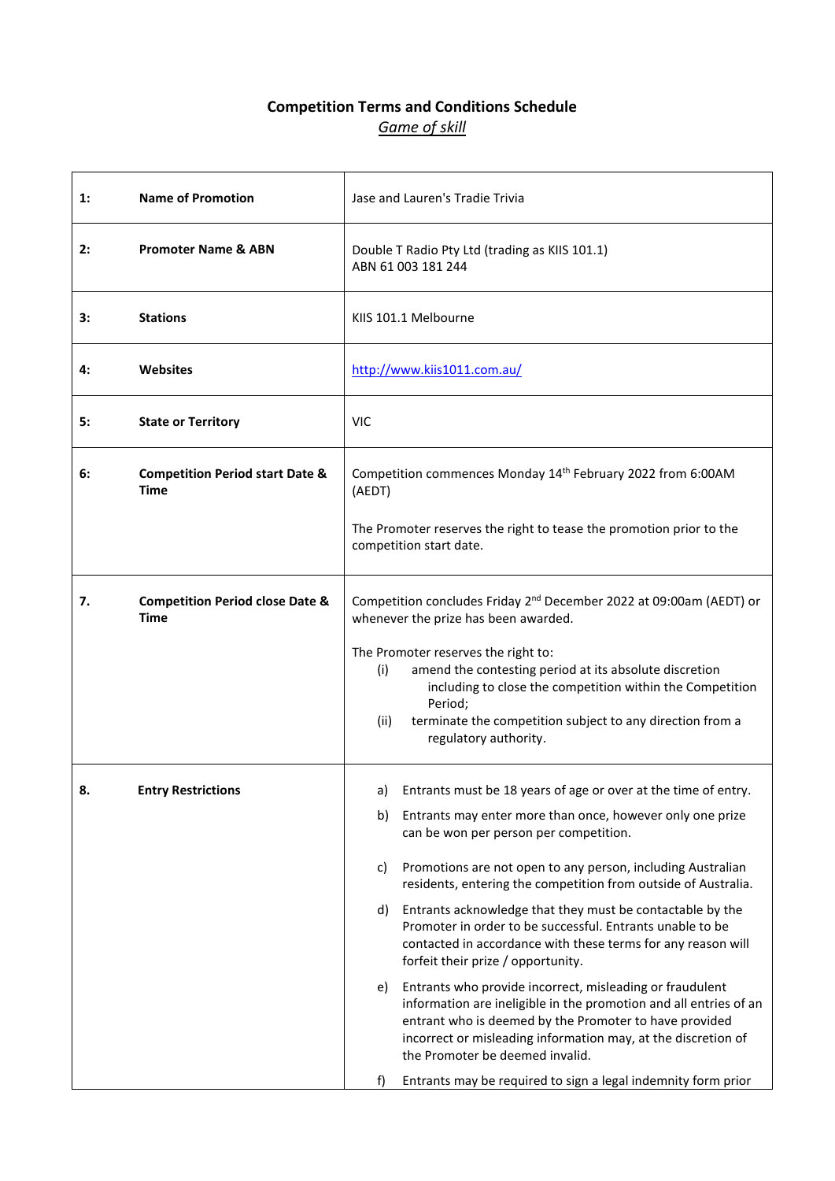# Competition Terms and Conditions Schedule

*Game of skill*

| | | |
|---|---|---|
| 1: | **Name of Promotion** | Jase and Lauren's Tradie Trivia |
| 2: | **Promoter Name & ABN** | Double T Radio Pty Ltd (trading as KIIS 101.1)<br>ABN 61 003 181 244 |
| 3: | **Stations** | KIIS 101.1 Melbourne |
| 4: | **Websites** | http://www.kiis1011.com.au/ |
| 5: | **State or Territory** | VIC |
| 6: | **Competition Period start Date & Time** | Competition commences Monday 14th February 2022 from 6:00AM (AEDT)<br><br>The Promoter reserves the right to tease the promotion prior to the competition start date. |
| 7. | **Competition Period close Date & Time** | Competition concludes Friday 2nd December 2022 at 09:00am (AEDT) or whenever the prize has been awarded.<br><br>The Promoter reserves the right to:<br>(i) amend the contesting period at its absolute discretion including to close the competition within the Competition Period;<br>(ii) terminate the competition subject to any direction from a regulatory authority. |
| 8. | **Entry Restrictions** | a) Entrants must be 18 years of age or over at the time of entry.<br>b) Entrants may enter more than once, however only one prize can be won per person per competition.<br>c) Promotions are not open to any person, including Australian residents, entering the competition from outside of Australia.<br>d) Entrants acknowledge that they must be contactable by the Promoter in order to be successful. Entrants unable to be contacted in accordance with these terms for any reason will forfeit their prize / opportunity.<br>e) Entrants who provide incorrect, misleading or fraudulent information are ineligible in the promotion and all entries of an entrant who is deemed by the Promoter to have provided incorrect or misleading information may, at the discretion of the Promoter be deemed invalid.<br>f) Entrants may be required to sign a legal indemnity form prior |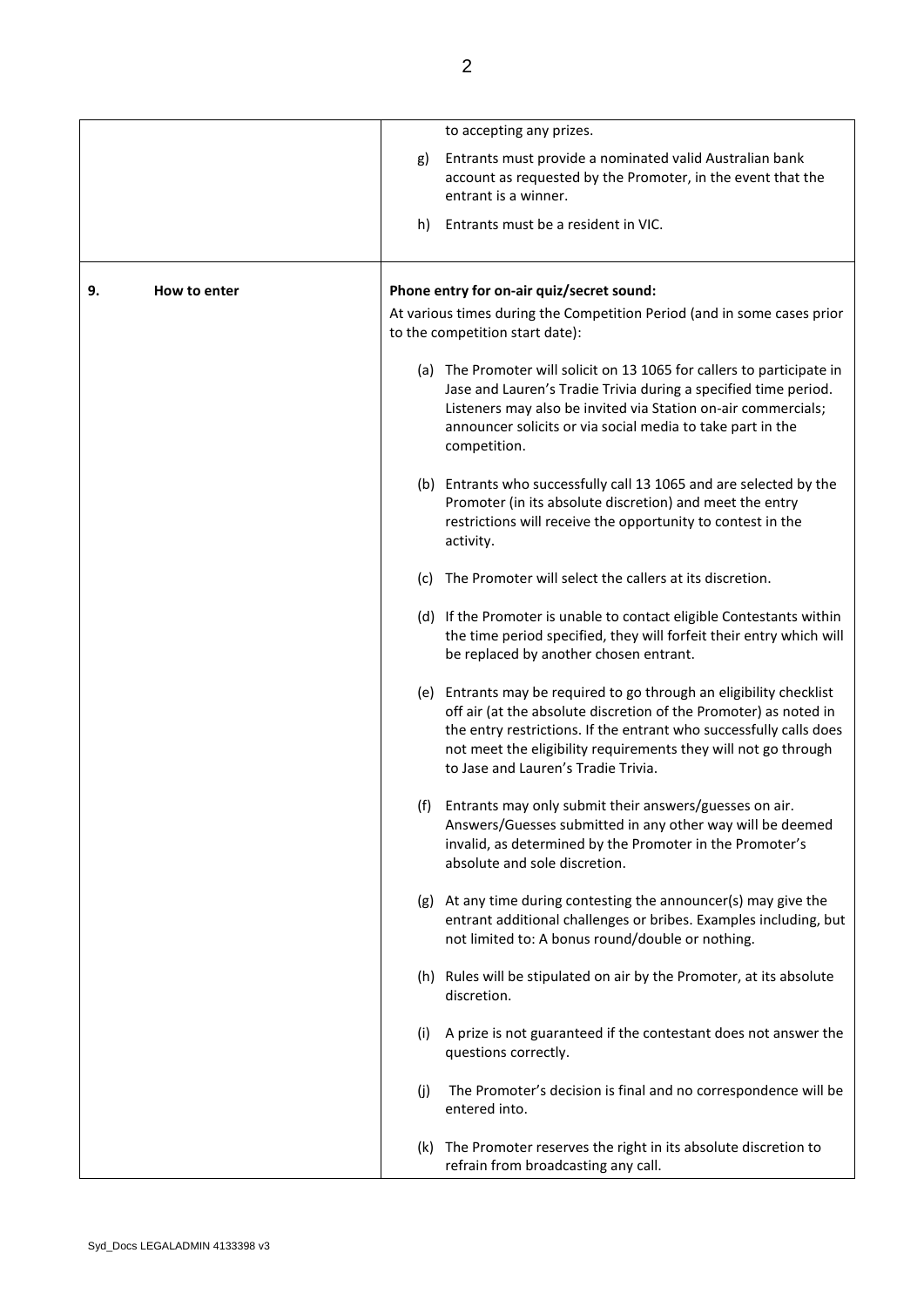| | |
|---|---|
| | to accepting any prizes.<br><br>g) Entrants must provide a nominated valid Australian bank account as requested by the Promoter, in the event that the entrant is a winner.<br><br>h) Entrants must be a resident in VIC. |
| **9. How to enter** | **Phone entry for on-air quiz/secret sound:**<br><br>At various times during the Competition Period (and in some cases prior to the competition start date):<br><br>(a) The Promoter will solicit on 13 1065 for callers to participate in Jase and Lauren's Tradie Trivia during a specified time period. Listeners may also be invited via Station on-air commercials; announcer solicits or via social media to take part in the competition.<br><br>(b) Entrants who successfully call 13 1065 and are selected by the Promoter (in its absolute discretion) and meet the entry restrictions will receive the opportunity to contest in the activity.<br><br>(c) The Promoter will select the callers at its discretion.<br><br>(d) If the Promoter is unable to contact eligible Contestants within the time period specified, they will forfeit their entry which will be replaced by another chosen entrant.<br><br>(e) Entrants may be required to go through an eligibility checklist off air (at the absolute discretion of the Promoter) as noted in the entry restrictions. If the entrant who successfully calls does not meet the eligibility requirements they will not go through to Jase and Lauren's Tradie Trivia.<br><br>(f) Entrants may only submit their answers/guesses on air. Answers/Guesses submitted in any other way will be deemed invalid, as determined by the Promoter in the Promoter's absolute and sole discretion.<br><br>(g) At any time during contesting the announcer(s) may give the entrant additional challenges or bribes. Examples including, but not limited to: A bonus round/double or nothing.<br><br>(h) Rules will be stipulated on air by the Promoter, at its absolute discretion.<br><br>(i) A prize is not guaranteed if the contestant does not answer the questions correctly.<br><br>(j) The Promoter's decision is final and no correspondence will be entered into.<br><br>(k) The Promoter reserves the right in its absolute discretion to refrain from broadcasting any call. |

Syd_Docs LEGALADMIN 4133398 v3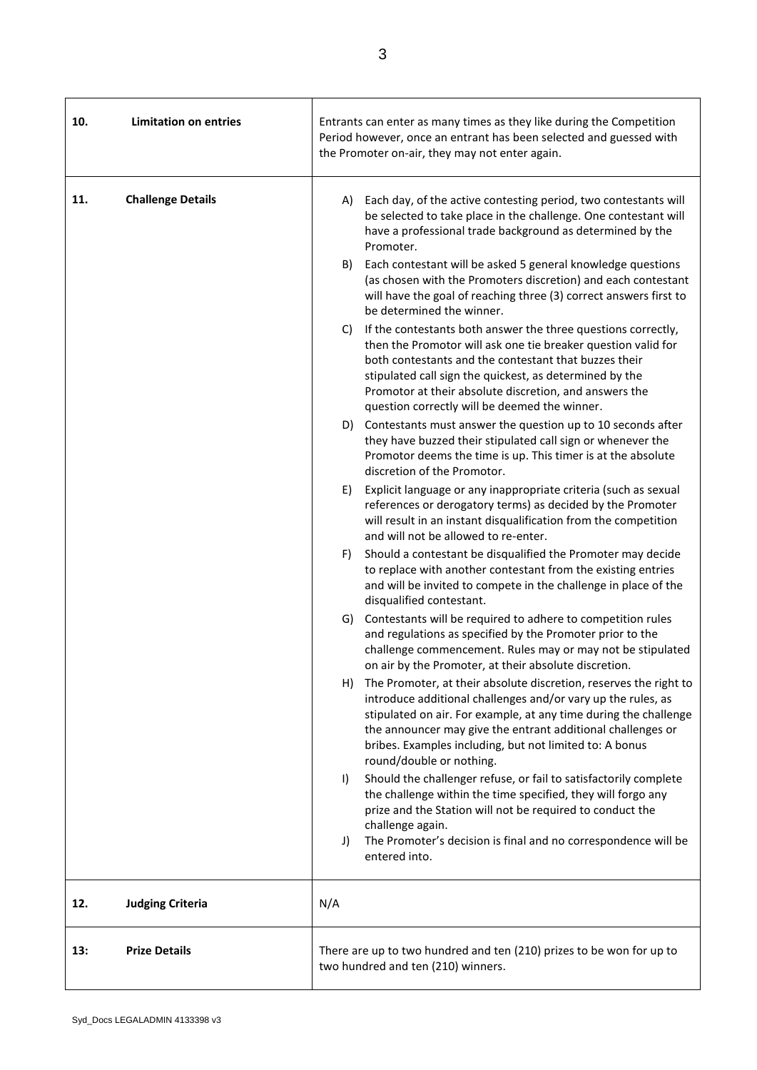| | | |
|---|---|---|
| **10.** | **Limitation on entries** | Entrants can enter as many times as they like during the Competition Period however, once an entrant has been selected and guessed with the Promoter on-air, they may not enter again. |
| **11.** | **Challenge Details** | A) Each day, of the active contesting period, two contestants will be selected to take place in the challenge. One contestant will have a professional trade background as determined by the Promoter.<br>B) Each contestant will be asked 5 general knowledge questions (as chosen with the Promoters discretion) and each contestant will have the goal of reaching three (3) correct answers first to be determined the winner.<br>C) If the contestants both answer the three questions correctly, then the Promotor will ask one tie breaker question valid for both contestants and the contestant that buzzes their stipulated call sign the quickest, as determined by the Promotor at their absolute discretion, and answers the question correctly will be deemed the winner.<br>D) Contestants must answer the question up to 10 seconds after they have buzzed their stipulated call sign or whenever the Promotor deems the time is up. This timer is at the absolute discretion of the Promotor.<br>E) Explicit language or any inappropriate criteria (such as sexual references or derogatory terms) as decided by the Promoter will result in an instant disqualification from the competition and will not be allowed to re-enter.<br>F) Should a contestant be disqualified the Promoter may decide to replace with another contestant from the existing entries and will be invited to compete in the challenge in place of the disqualified contestant.<br>G) Contestants will be required to adhere to competition rules and regulations as specified by the Promoter prior to the challenge commencement. Rules may or may not be stipulated on air by the Promoter, at their absolute discretion.<br>H) The Promoter, at their absolute discretion, reserves the right to introduce additional challenges and/or vary up the rules, as stipulated on air. For example, at any time during the challenge the announcer may give the entrant additional challenges or bribes. Examples including, but not limited to: A bonus round/double or nothing.<br>I) Should the challenger refuse, or fail to satisfactorily complete the challenge within the time specified, they will forgo any prize and the Station will not be required to conduct the challenge again.<br>J) The Promoter's decision is final and no correspondence will be entered into. |
| **12.** | **Judging Criteria** | N/A |
| **13:** | **Prize Details** | There are up to two hundred and ten (210) prizes to be won for up to two hundred and ten (210) winners. |

Syd_Docs LEGALADMIN 4133398 v3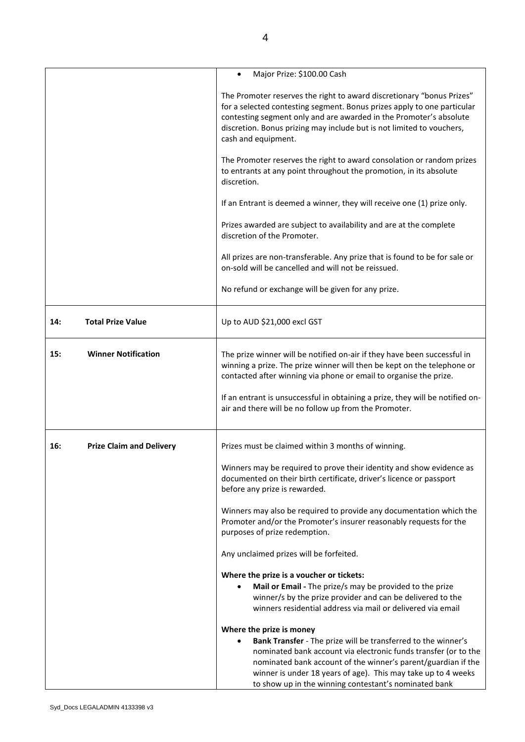| | |
|---|---|
| | • Major Prize: $100.00 Cash<br><br>The Promoter reserves the right to award discretionary "bonus Prizes" for a selected contesting segment. Bonus prizes apply to one particular contesting segment only and are awarded in the Promoter's absolute discretion. Bonus prizing may include but is not limited to vouchers, cash and equipment.<br><br>The Promoter reserves the right to award consolation or random prizes to entrants at any point throughout the promotion, in its absolute discretion.<br><br>If an Entrant is deemed a winner, they will receive one (1) prize only.<br><br>Prizes awarded are subject to availability and are at the complete discretion of the Promoter.<br><br>All prizes are non-transferable. Any prize that is found to be for sale or on-sold will be cancelled and will not be reissued.<br><br>No refund or exchange will be given for any prize. |
| **14: Total Prize Value** | Up to AUD $21,000 excl GST |
| **15: Winner Notification** | The prize winner will be notified on-air if they have been successful in winning a prize. The prize winner will then be kept on the telephone or contacted after winning via phone or email to organise the prize.<br><br>If an entrant is unsuccessful in obtaining a prize, they will be notified on-air and there will be no follow up from the Promoter. |
| **16: Prize Claim and Delivery** | Prizes must be claimed within 3 months of winning.<br><br>Winners may be required to prove their identity and show evidence as documented on their birth certificate, driver's licence or passport before any prize is rewarded.<br><br>Winners may also be required to provide any documentation which the Promoter and/or the Promoter's insurer reasonably requests for the purposes of prize redemption.<br><br>Any unclaimed prizes will be forfeited.<br><br>**Where the prize is a voucher or tickets:**<br>• **Mail or Email -** The prize/s may be provided to the prize winner/s by the prize provider and can be delivered to the winners residential address via mail or delivered via email<br><br>**Where the prize is money**<br>• **Bank Transfer** - The prize will be transferred to the winner's nominated bank account via electronic funds transfer (or to the nominated bank account of the winner's parent/guardian if the winner is under 18 years of age). This may take up to 4 weeks to show up in the winning contestant's nominated bank |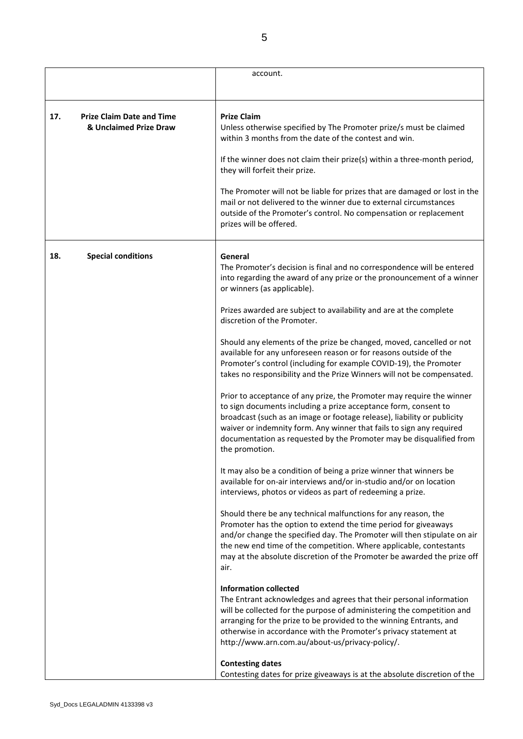| | |
|---|---|
| | account. |
| **17. Prize Claim Date and Time & Unclaimed Prize Draw** | **Prize Claim**<br>Unless otherwise specified by The Promoter prize/s must be claimed within 3 months from the date of the contest and win.<br><br>If the winner does not claim their prize(s) within a three-month period, they will forfeit their prize.<br><br>The Promoter will not be liable for prizes that are damaged or lost in the mail or not delivered to the winner due to external circumstances outside of the Promoter's control. No compensation or replacement prizes will be offered. |
| **18. Special conditions** | **General**<br>The Promoter's decision is final and no correspondence will be entered into regarding the award of any prize or the pronouncement of a winner or winners (as applicable).<br><br>Prizes awarded are subject to availability and are at the complete discretion of the Promoter.<br><br>Should any elements of the prize be changed, moved, cancelled or not available for any unforeseen reason or for reasons outside of the Promoter's control (including for example COVID-19), the Promoter takes no responsibility and the Prize Winners will not be compensated.<br><br>Prior to acceptance of any prize, the Promoter may require the winner to sign documents including a prize acceptance form, consent to broadcast (such as an image or footage release), liability or publicity waiver or indemnity form. Any winner that fails to sign any required documentation as requested by the Promoter may be disqualified from the promotion.<br><br>It may also be a condition of being a prize winner that winners be available for on-air interviews and/or in-studio and/or on location interviews, photos or videos as part of redeeming a prize.<br><br>Should there be any technical malfunctions for any reason, the Promoter has the option to extend the time period for giveaways and/or change the specified day. The Promoter will then stipulate on air the new end time of the competition. Where applicable, contestants may at the absolute discretion of the Promoter be awarded the prize off air.<br><br>**Information collected**<br>The Entrant acknowledges and agrees that their personal information will be collected for the purpose of administering the competition and arranging for the prize to be provided to the winning Entrants, and otherwise in accordance with the Promoter's privacy statement at http://www.arn.com.au/about-us/privacy-policy/.<br><br>**Contesting dates**<br>Contesting dates for prize giveaways is at the absolute discretion of the |

Syd_Docs LEGALADMIN 4133398 v3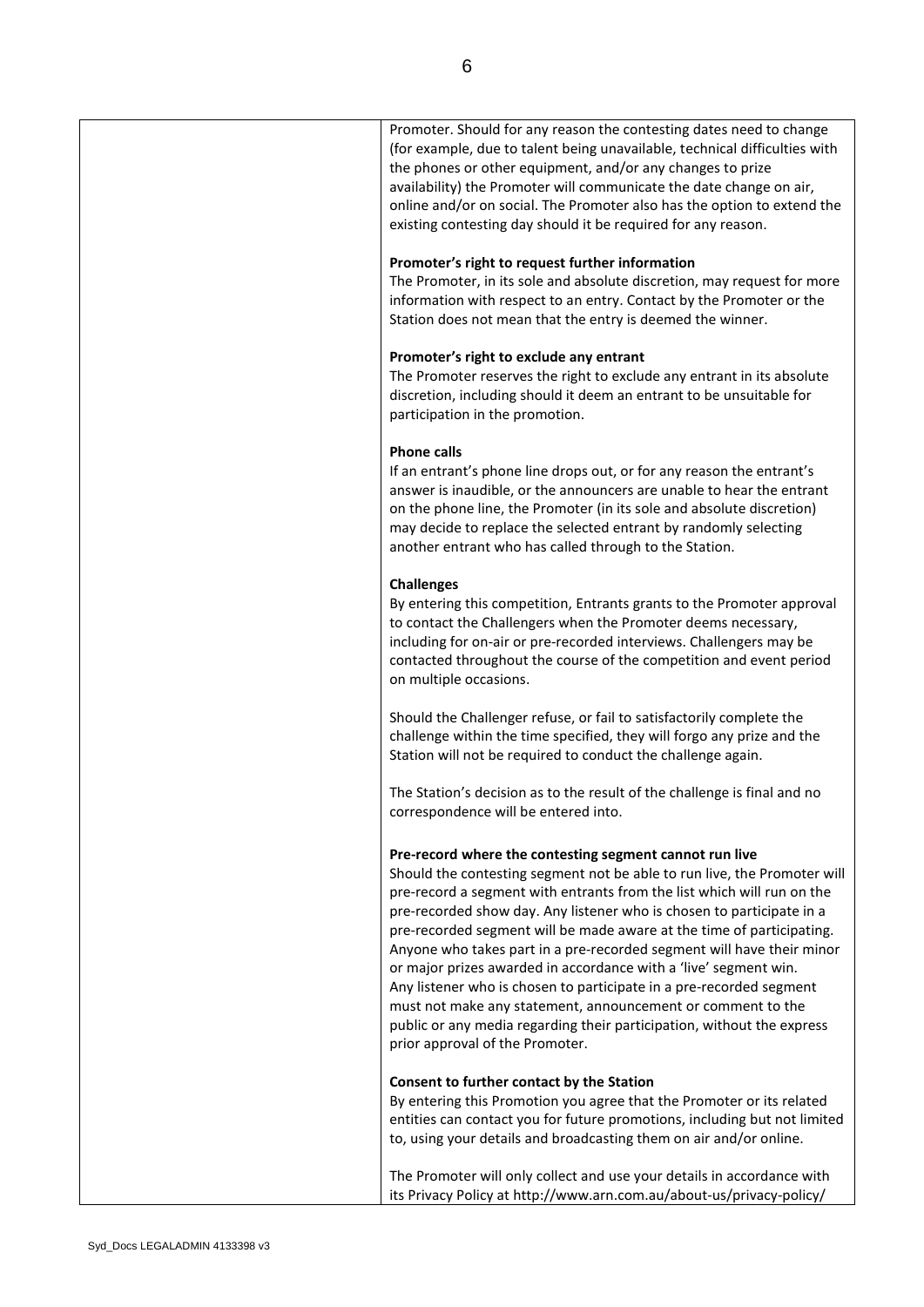| | Promoter. Should for any reason the contesting dates need to change (for example, due to talent being unavailable, technical difficulties with the phones or other equipment, and/or any changes to prize availability) the Promoter will communicate the date change on air, online and/or on social. The Promoter also has the option to extend the existing contesting day should it be required for any reason.<br><br>**Promoter's right to request further information**<br>The Promoter, in its sole and absolute discretion, may request for more information with respect to an entry. Contact by the Promoter or the Station does not mean that the entry is deemed the winner.<br><br>**Promoter's right to exclude any entrant**<br>The Promoter reserves the right to exclude any entrant in its absolute discretion, including should it deem an entrant to be unsuitable for participation in the promotion.<br><br>**Phone calls**<br>If an entrant's phone line drops out, or for any reason the entrant's answer is inaudible, or the announcers are unable to hear the entrant on the phone line, the Promoter (in its sole and absolute discretion) may decide to replace the selected entrant by randomly selecting another entrant who has called through to the Station.<br><br>**Challenges**<br>By entering this competition, Entrants grants to the Promoter approval to contact the Challengers when the Promoter deems necessary, including for on-air or pre-recorded interviews. Challengers may be contacted throughout the course of the competition and event period on multiple occasions.<br><br>Should the Challenger refuse, or fail to satisfactorily complete the challenge within the time specified, they will forgo any prize and the Station will not be required to conduct the challenge again.<br><br>The Station's decision as to the result of the challenge is final and no correspondence will be entered into.<br><br>**Pre-record where the contesting segment cannot run live**<br>Should the contesting segment not be able to run live, the Promoter will pre-record a segment with entrants from the list which will run on the pre-recorded show day. Any listener who is chosen to participate in a pre-recorded segment will be made aware at the time of participating. Anyone who takes part in a pre-recorded segment will have their minor or major prizes awarded in accordance with a 'live' segment win. Any listener who is chosen to participate in a pre-recorded segment must not make any statement, announcement or comment to the public or any media regarding their participation, without the express prior approval of the Promoter.<br><br>**Consent to further contact by the Station**<br>By entering this Promotion you agree that the Promoter or its related entities can contact you for future promotions, including but not limited to, using your details and broadcasting them on air and/or online.<br><br>The Promoter will only collect and use your details in accordance with its Privacy Policy at http://www.arn.com.au/about-us/privacy-policy/ |
|---|---|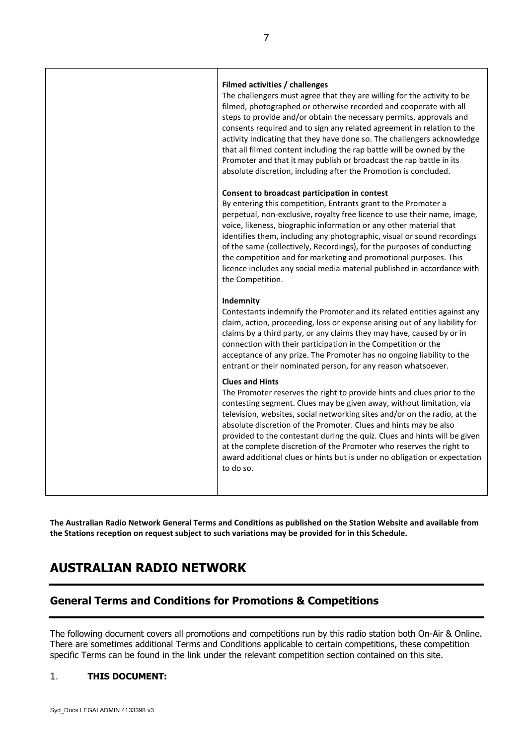| | **Filmed activities / challenges**<br>The challengers must agree that they are willing for the activity to be filmed, photographed or otherwise recorded and cooperate with all steps to provide and/or obtain the necessary permits, approvals and consents required and to sign any related agreement in relation to the activity indicating that they have done so. The challengers acknowledge that all filmed content including the rap battle will be owned by the Promoter and that it may publish or broadcast the rap battle in its absolute discretion, including after the Promotion is concluded.<br><br>**Consent to broadcast participation in contest**<br>By entering this competition, Entrants grant to the Promoter a perpetual, non-exclusive, royalty free licence to use their name, image, voice, likeness, biographic information or any other material that identifies them, including any photographic, visual or sound recordings of the same (collectively, Recordings), for the purposes of conducting the competition and for marketing and promotional purposes. This licence includes any social media material published in accordance with the Competition.<br><br>**Indemnity**<br>Contestants indemnify the Promoter and its related entities against any claim, action, proceeding, loss or expense arising out of any liability for claims by a third party, or any claims they may have, caused by or in connection with their participation in the Competition or the acceptance of any prize. The Promoter has no ongoing liability to the entrant or their nominated person, for any reason whatsoever.<br><br>**Clues and Hints**<br>The Promoter reserves the right to provide hints and clues prior to the contesting segment. Clues may be given away, without limitation, via television, websites, social networking sites and/or on the radio, at the absolute discretion of the Promoter. Clues and hints may be also provided to the contestant during the quiz. Clues and hints will be given at the complete discretion of the Promoter who reserves the right to award additional clues or hints but is under no obligation or expectation to do so. |
|---|---|

**The Australian Radio Network General Terms and Conditions as published on the Station Website and available from the Stations reception on request subject to such variations may be provided for in this Schedule.**

# AUSTRALIAN RADIO NETWORK

## General Terms and Conditions for Promotions & Competitions

The following document covers all promotions and competitions run by this radio station both On-Air & Online. There are sometimes additional Terms and Conditions applicable to certain competitions, these competition specific Terms can be found in the link under the relevant competition section contained on this site.

1. **THIS DOCUMENT:**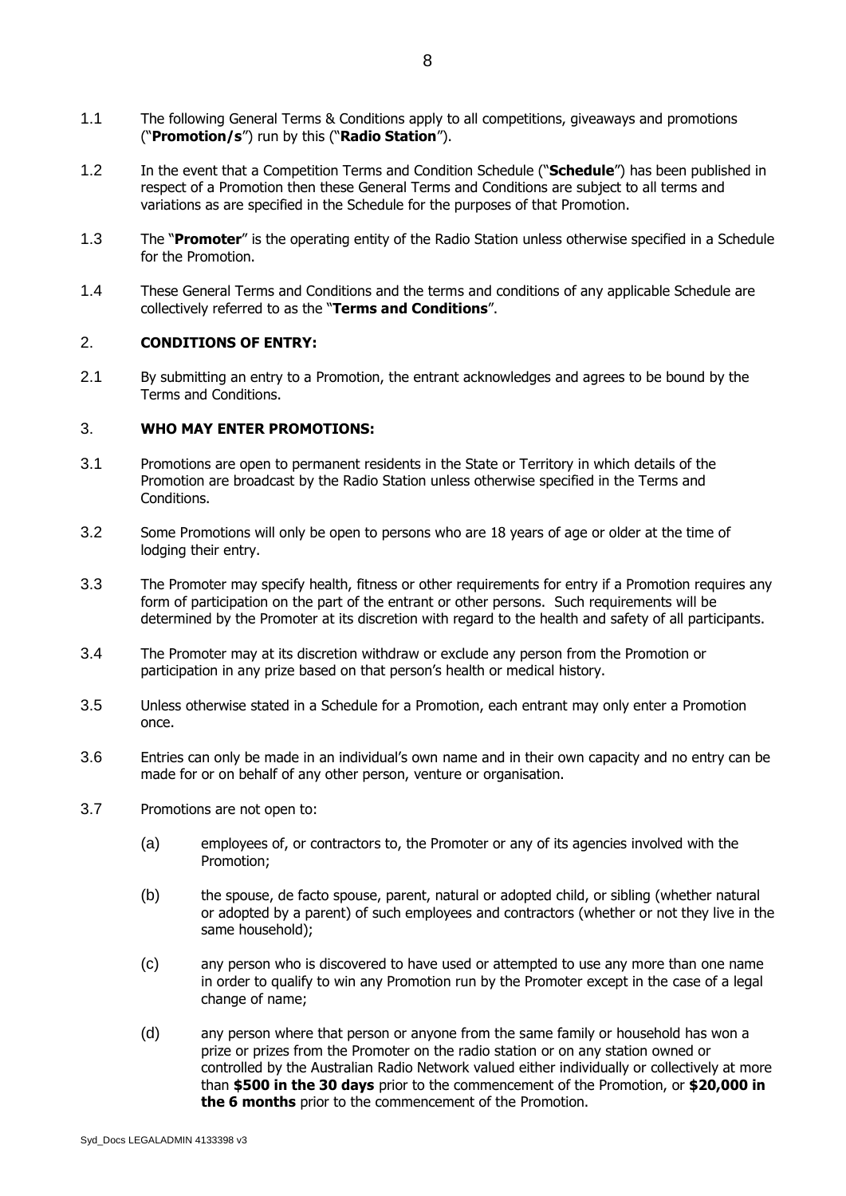1.1 The following General Terms & Conditions apply to all competitions, giveaways and promotions ("**Promotion/s**") run by this ("**Radio Station**").

1.2 In the event that a Competition Terms and Condition Schedule ("**Schedule**") has been published in respect of a Promotion then these General Terms and Conditions are subject to all terms and variations as are specified in the Schedule for the purposes of that Promotion.

1.3 The "**Promoter**" is the operating entity of the Radio Station unless otherwise specified in a Schedule for the Promotion.

1.4 These General Terms and Conditions and the terms and conditions of any applicable Schedule are collectively referred to as the "**Terms and Conditions**".

## 2. CONDITIONS OF ENTRY:

2.1 By submitting an entry to a Promotion, the entrant acknowledges and agrees to be bound by the Terms and Conditions.

## 3. WHO MAY ENTER PROMOTIONS:

3.1 Promotions are open to permanent residents in the State or Territory in which details of the Promotion are broadcast by the Radio Station unless otherwise specified in the Terms and Conditions.

3.2 Some Promotions will only be open to persons who are 18 years of age or older at the time of lodging their entry.

3.3 The Promoter may specify health, fitness or other requirements for entry if a Promotion requires any form of participation on the part of the entrant or other persons. Such requirements will be determined by the Promoter at its discretion with regard to the health and safety of all participants.

3.4 The Promoter may at its discretion withdraw or exclude any person from the Promotion or participation in any prize based on that person's health or medical history.

3.5 Unless otherwise stated in a Schedule for a Promotion, each entrant may only enter a Promotion once.

3.6 Entries can only be made in an individual's own name and in their own capacity and no entry can be made for or on behalf of any other person, venture or organisation.

3.7 Promotions are not open to:

(a) employees of, or contractors to, the Promoter or any of its agencies involved with the Promotion;

(b) the spouse, de facto spouse, parent, natural or adopted child, or sibling (whether natural or adopted by a parent) of such employees and contractors (whether or not they live in the same household);

(c) any person who is discovered to have used or attempted to use any more than one name in order to qualify to win any Promotion run by the Promoter except in the case of a legal change of name;

(d) any person where that person or anyone from the same family or household has won a prize or prizes from the Promoter on the radio station or on any station owned or controlled by the Australian Radio Network valued either individually or collectively at more than **$500 in the 30 days** prior to the commencement of the Promotion, or **$20,000 in the 6 months** prior to the commencement of the Promotion.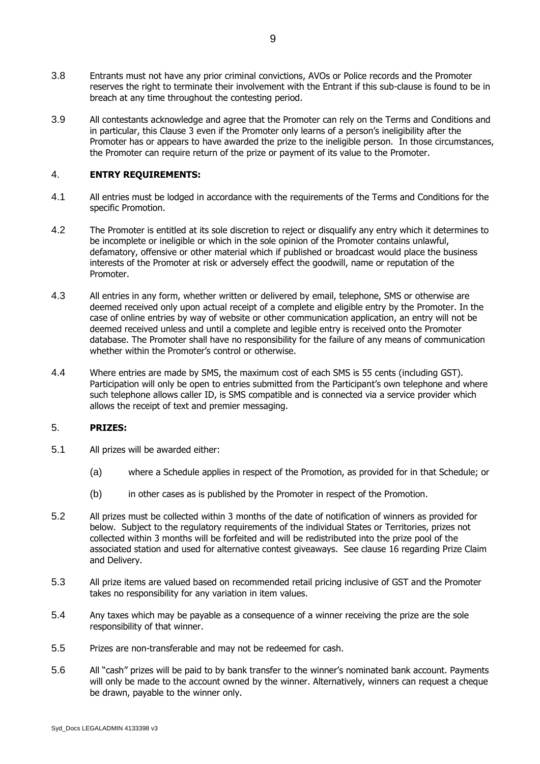3.8 Entrants must not have any prior criminal convictions, AVOs or Police records and the Promoter reserves the right to terminate their involvement with the Entrant if this sub-clause is found to be in breach at any time throughout the contesting period.

3.9 All contestants acknowledge and agree that the Promoter can rely on the Terms and Conditions and in particular, this Clause 3 even if the Promoter only learns of a person's ineligibility after the Promoter has or appears to have awarded the prize to the ineligible person. In those circumstances, the Promoter can require return of the prize or payment of its value to the Promoter.

## 4. ENTRY REQUIREMENTS:

4.1 All entries must be lodged in accordance with the requirements of the Terms and Conditions for the specific Promotion.

4.2 The Promoter is entitled at its sole discretion to reject or disqualify any entry which it determines to be incomplete or ineligible or which in the sole opinion of the Promoter contains unlawful, defamatory, offensive or other material which if published or broadcast would place the business interests of the Promoter at risk or adversely effect the goodwill, name or reputation of the Promoter.

4.3 All entries in any form, whether written or delivered by email, telephone, SMS or otherwise are deemed received only upon actual receipt of a complete and eligible entry by the Promoter. In the case of online entries by way of website or other communication application, an entry will not be deemed received unless and until a complete and legible entry is received onto the Promoter database. The Promoter shall have no responsibility for the failure of any means of communication whether within the Promoter's control or otherwise.

4.4 Where entries are made by SMS, the maximum cost of each SMS is 55 cents (including GST). Participation will only be open to entries submitted from the Participant's own telephone and where such telephone allows caller ID, is SMS compatible and is connected via a service provider which allows the receipt of text and premier messaging.

## 5. PRIZES:

5.1 All prizes will be awarded either:

(a) where a Schedule applies in respect of the Promotion, as provided for in that Schedule; or

(b) in other cases as is published by the Promoter in respect of the Promotion.

5.2 All prizes must be collected within 3 months of the date of notification of winners as provided for below. Subject to the regulatory requirements of the individual States or Territories, prizes not collected within 3 months will be forfeited and will be redistributed into the prize pool of the associated station and used for alternative contest giveaways. See clause 16 regarding Prize Claim and Delivery.

5.3 All prize items are valued based on recommended retail pricing inclusive of GST and the Promoter takes no responsibility for any variation in item values.

5.4 Any taxes which may be payable as a consequence of a winner receiving the prize are the sole responsibility of that winner.

5.5 Prizes are non-transferable and may not be redeemed for cash.

5.6 All "cash" prizes will be paid to by bank transfer to the winner's nominated bank account. Payments will only be made to the account owned by the winner. Alternatively, winners can request a cheque be drawn, payable to the winner only.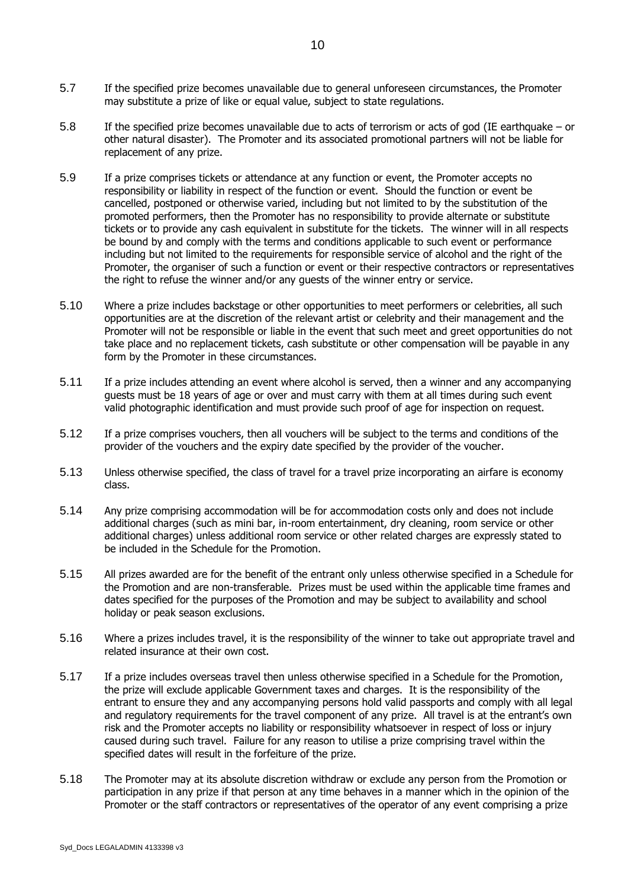5.7 If the specified prize becomes unavailable due to general unforeseen circumstances, the Promoter may substitute a prize of like or equal value, subject to state regulations.

5.8 If the specified prize becomes unavailable due to acts of terrorism or acts of god (IE earthquake – or other natural disaster). The Promoter and its associated promotional partners will not be liable for replacement of any prize.

5.9 If a prize comprises tickets or attendance at any function or event, the Promoter accepts no responsibility or liability in respect of the function or event. Should the function or event be cancelled, postponed or otherwise varied, including but not limited to by the substitution of the promoted performers, then the Promoter has no responsibility to provide alternate or substitute tickets or to provide any cash equivalent in substitute for the tickets. The winner will in all respects be bound by and comply with the terms and conditions applicable to such event or performance including but not limited to the requirements for responsible service of alcohol and the right of the Promoter, the organiser of such a function or event or their respective contractors or representatives the right to refuse the winner and/or any guests of the winner entry or service.

5.10 Where a prize includes backstage or other opportunities to meet performers or celebrities, all such opportunities are at the discretion of the relevant artist or celebrity and their management and the Promoter will not be responsible or liable in the event that such meet and greet opportunities do not take place and no replacement tickets, cash substitute or other compensation will be payable in any form by the Promoter in these circumstances.

5.11 If a prize includes attending an event where alcohol is served, then a winner and any accompanying guests must be 18 years of age or over and must carry with them at all times during such event valid photographic identification and must provide such proof of age for inspection on request.

5.12 If a prize comprises vouchers, then all vouchers will be subject to the terms and conditions of the provider of the vouchers and the expiry date specified by the provider of the voucher.

5.13 Unless otherwise specified, the class of travel for a travel prize incorporating an airfare is economy class.

5.14 Any prize comprising accommodation will be for accommodation costs only and does not include additional charges (such as mini bar, in-room entertainment, dry cleaning, room service or other additional charges) unless additional room service or other related charges are expressly stated to be included in the Schedule for the Promotion.

5.15 All prizes awarded are for the benefit of the entrant only unless otherwise specified in a Schedule for the Promotion and are non-transferable. Prizes must be used within the applicable time frames and dates specified for the purposes of the Promotion and may be subject to availability and school holiday or peak season exclusions.

5.16 Where a prizes includes travel, it is the responsibility of the winner to take out appropriate travel and related insurance at their own cost.

5.17 If a prize includes overseas travel then unless otherwise specified in a Schedule for the Promotion, the prize will exclude applicable Government taxes and charges. It is the responsibility of the entrant to ensure they and any accompanying persons hold valid passports and comply with all legal and regulatory requirements for the travel component of any prize. All travel is at the entrant's own risk and the Promoter accepts no liability or responsibility whatsoever in respect of loss or injury caused during such travel. Failure for any reason to utilise a prize comprising travel within the specified dates will result in the forfeiture of the prize.

5.18 The Promoter may at its absolute discretion withdraw or exclude any person from the Promotion or participation in any prize if that person at any time behaves in a manner which in the opinion of the Promoter or the staff contractors or representatives of the operator of any event comprising a prize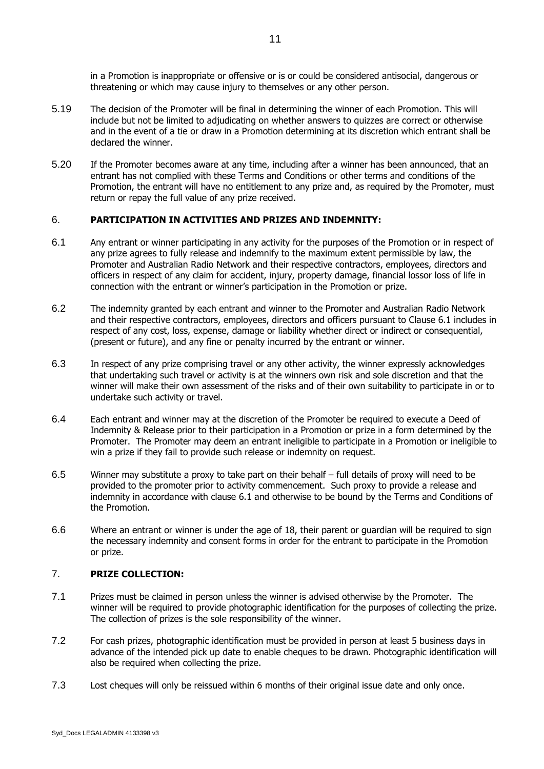in a Promotion is inappropriate or offensive or is or could be considered antisocial, dangerous or threatening or which may cause injury to themselves or any other person.

5.19 The decision of the Promoter will be final in determining the winner of each Promotion. This will include but not be limited to adjudicating on whether answers to quizzes are correct or otherwise and in the event of a tie or draw in a Promotion determining at its discretion which entrant shall be declared the winner.

5.20 If the Promoter becomes aware at any time, including after a winner has been announced, that an entrant has not complied with these Terms and Conditions or other terms and conditions of the Promotion, the entrant will have no entitlement to any prize and, as required by the Promoter, must return or repay the full value of any prize received.

## 6. PARTICIPATION IN ACTIVITIES AND PRIZES AND INDEMNITY:

6.1 Any entrant or winner participating in any activity for the purposes of the Promotion or in respect of any prize agrees to fully release and indemnify to the maximum extent permissible by law, the Promoter and Australian Radio Network and their respective contractors, employees, directors and officers in respect of any claim for accident, injury, property damage, financial lossor loss of life in connection with the entrant or winner's participation in the Promotion or prize.

6.2 The indemnity granted by each entrant and winner to the Promoter and Australian Radio Network and their respective contractors, employees, directors and officers pursuant to Clause 6.1 includes in respect of any cost, loss, expense, damage or liability whether direct or indirect or consequential, (present or future), and any fine or penalty incurred by the entrant or winner.

6.3 In respect of any prize comprising travel or any other activity, the winner expressly acknowledges that undertaking such travel or activity is at the winners own risk and sole discretion and that the winner will make their own assessment of the risks and of their own suitability to participate in or to undertake such activity or travel.

6.4 Each entrant and winner may at the discretion of the Promoter be required to execute a Deed of Indemnity & Release prior to their participation in a Promotion or prize in a form determined by the Promoter. The Promoter may deem an entrant ineligible to participate in a Promotion or ineligible to win a prize if they fail to provide such release or indemnity on request.

6.5 Winner may substitute a proxy to take part on their behalf – full details of proxy will need to be provided to the promoter prior to activity commencement. Such proxy to provide a release and indemnity in accordance with clause 6.1 and otherwise to be bound by the Terms and Conditions of the Promotion.

6.6 Where an entrant or winner is under the age of 18, their parent or guardian will be required to sign the necessary indemnity and consent forms in order for the entrant to participate in the Promotion or prize.

## 7. PRIZE COLLECTION:

7.1 Prizes must be claimed in person unless the winner is advised otherwise by the Promoter. The winner will be required to provide photographic identification for the purposes of collecting the prize. The collection of prizes is the sole responsibility of the winner.

7.2 For cash prizes, photographic identification must be provided in person at least 5 business days in advance of the intended pick up date to enable cheques to be drawn. Photographic identification will also be required when collecting the prize.

7.3 Lost cheques will only be reissued within 6 months of their original issue date and only once.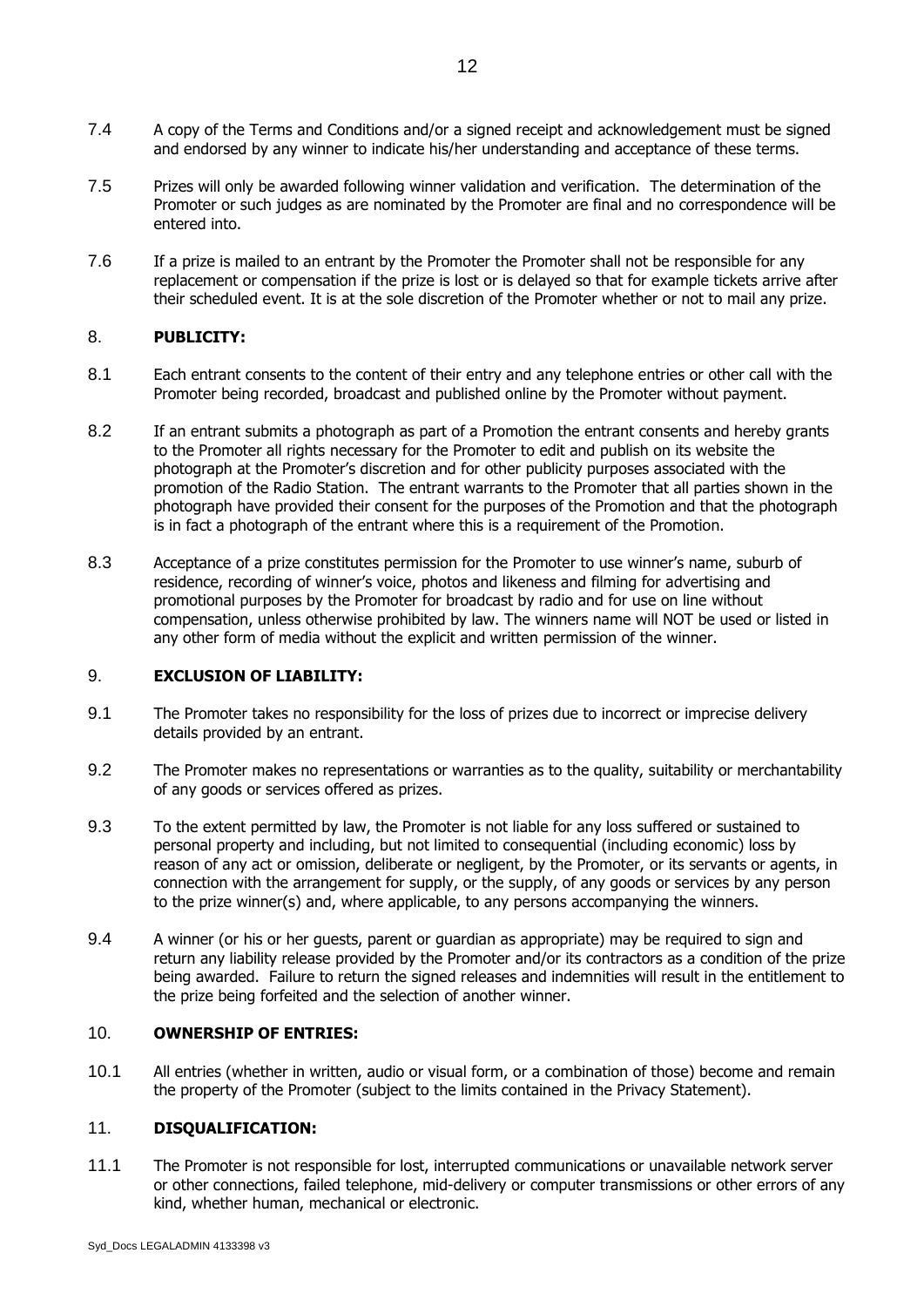7.4 A copy of the Terms and Conditions and/or a signed receipt and acknowledgement must be signed and endorsed by any winner to indicate his/her understanding and acceptance of these terms.

7.5 Prizes will only be awarded following winner validation and verification. The determination of the Promoter or such judges as are nominated by the Promoter are final and no correspondence will be entered into.

7.6 If a prize is mailed to an entrant by the Promoter the Promoter shall not be responsible for any replacement or compensation if the prize is lost or is delayed so that for example tickets arrive after their scheduled event. It is at the sole discretion of the Promoter whether or not to mail any prize.

## 8. PUBLICITY:

8.1 Each entrant consents to the content of their entry and any telephone entries or other call with the Promoter being recorded, broadcast and published online by the Promoter without payment.

8.2 If an entrant submits a photograph as part of a Promotion the entrant consents and hereby grants to the Promoter all rights necessary for the Promoter to edit and publish on its website the photograph at the Promoter's discretion and for other publicity purposes associated with the promotion of the Radio Station. The entrant warrants to the Promoter that all parties shown in the photograph have provided their consent for the purposes of the Promotion and that the photograph is in fact a photograph of the entrant where this is a requirement of the Promotion.

8.3 Acceptance of a prize constitutes permission for the Promoter to use winner's name, suburb of residence, recording of winner's voice, photos and likeness and filming for advertising and promotional purposes by the Promoter for broadcast by radio and for use on line without compensation, unless otherwise prohibited by law. The winners name will NOT be used or listed in any other form of media without the explicit and written permission of the winner.

## 9. EXCLUSION OF LIABILITY:

9.1 The Promoter takes no responsibility for the loss of prizes due to incorrect or imprecise delivery details provided by an entrant.

9.2 The Promoter makes no representations or warranties as to the quality, suitability or merchantability of any goods or services offered as prizes.

9.3 To the extent permitted by law, the Promoter is not liable for any loss suffered or sustained to personal property and including, but not limited to consequential (including economic) loss by reason of any act or omission, deliberate or negligent, by the Promoter, or its servants or agents, in connection with the arrangement for supply, or the supply, of any goods or services by any person to the prize winner(s) and, where applicable, to any persons accompanying the winners.

9.4 A winner (or his or her guests, parent or guardian as appropriate) may be required to sign and return any liability release provided by the Promoter and/or its contractors as a condition of the prize being awarded. Failure to return the signed releases and indemnities will result in the entitlement to the prize being forfeited and the selection of another winner.

## 10. OWNERSHIP OF ENTRIES:

10.1 All entries (whether in written, audio or visual form, or a combination of those) become and remain the property of the Promoter (subject to the limits contained in the Privacy Statement).

## 11. DISQUALIFICATION:

11.1 The Promoter is not responsible for lost, interrupted communications or unavailable network server or other connections, failed telephone, mid-delivery or computer transmissions or other errors of any kind, whether human, mechanical or electronic.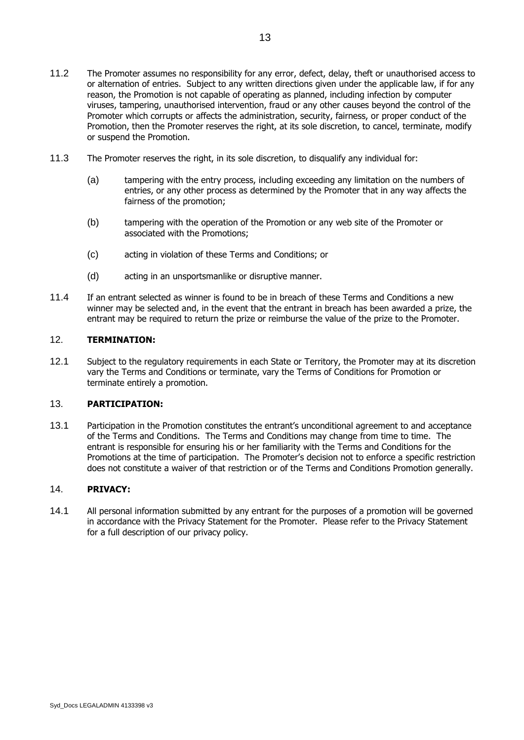11.2 The Promoter assumes no responsibility for any error, defect, delay, theft or unauthorised access to or alternation of entries. Subject to any written directions given under the applicable law, if for any reason, the Promotion is not capable of operating as planned, including infection by computer viruses, tampering, unauthorised intervention, fraud or any other causes beyond the control of the Promoter which corrupts or affects the administration, security, fairness, or proper conduct of the Promotion, then the Promoter reserves the right, at its sole discretion, to cancel, terminate, modify or suspend the Promotion.

11.3 The Promoter reserves the right, in its sole discretion, to disqualify any individual for:

(a) tampering with the entry process, including exceeding any limitation on the numbers of entries, or any other process as determined by the Promoter that in any way affects the fairness of the promotion;

(b) tampering with the operation of the Promotion or any web site of the Promoter or associated with the Promotions;

(c) acting in violation of these Terms and Conditions; or

(d) acting in an unsportsmanlike or disruptive manner.

11.4 If an entrant selected as winner is found to be in breach of these Terms and Conditions a new winner may be selected and, in the event that the entrant in breach has been awarded a prize, the entrant may be required to return the prize or reimburse the value of the prize to the Promoter.

## 12. **TERMINATION:**

12.1 Subject to the regulatory requirements in each State or Territory, the Promoter may at its discretion vary the Terms and Conditions or terminate, vary the Terms of Conditions for Promotion or terminate entirely a promotion.

## 13. **PARTICIPATION:**

13.1 Participation in the Promotion constitutes the entrant's unconditional agreement to and acceptance of the Terms and Conditions. The Terms and Conditions may change from time to time. The entrant is responsible for ensuring his or her familiarity with the Terms and Conditions for the Promotions at the time of participation. The Promoter's decision not to enforce a specific restriction does not constitute a waiver of that restriction or of the Terms and Conditions Promotion generally.

## 14. **PRIVACY:**

14.1 All personal information submitted by any entrant for the purposes of a promotion will be governed in accordance with the Privacy Statement for the Promoter. Please refer to the Privacy Statement for a full description of our privacy policy.